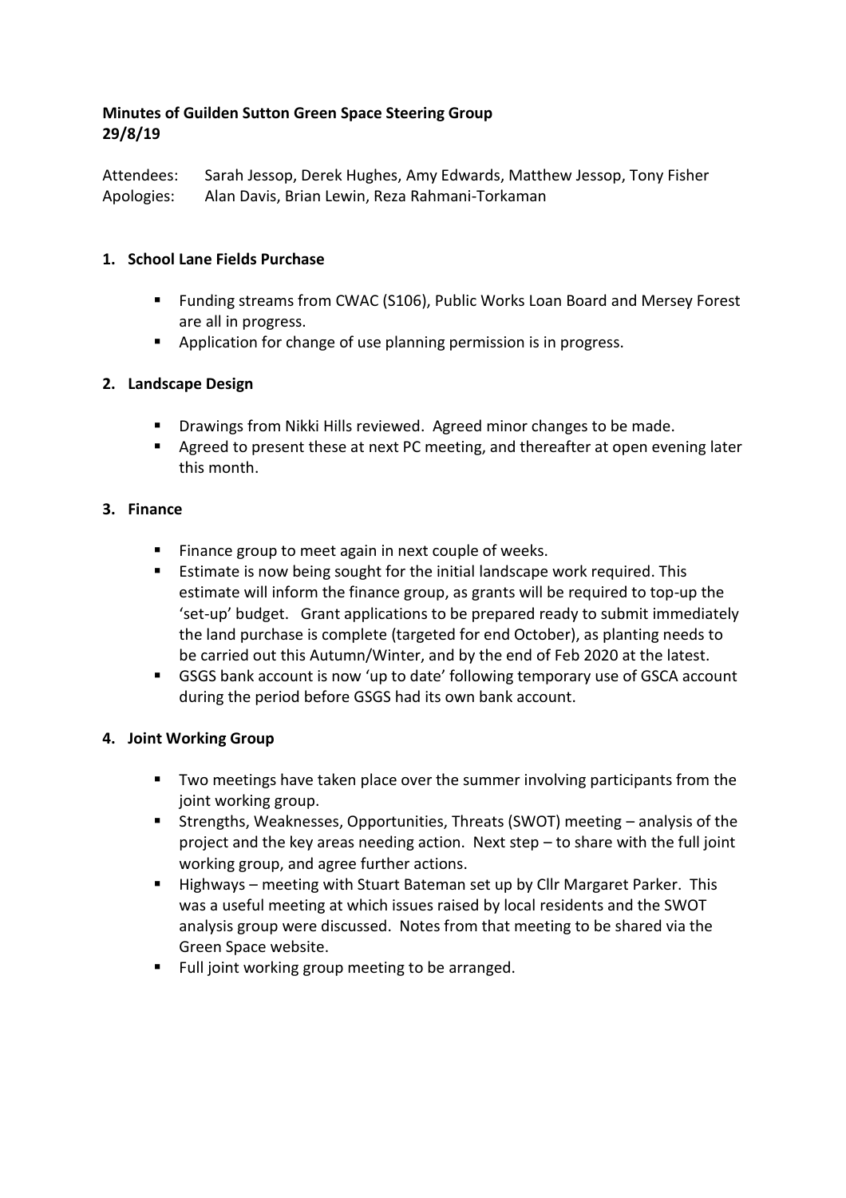**Minutes of Guilden Sutton Green Space Steering Group**
**29/8/19**

Attendees: Sarah Jessop, Derek Hughes, Amy Edwards, Matthew Jessop, Tony Fisher
Apologies: Alan Davis, Brian Lewin, Reza Rahmani-Torkaman

**1. School Lane Fields Purchase**

- Funding streams from CWAC (S106), Public Works Loan Board and Mersey Forest are all in progress.
- Application for change of use planning permission is in progress.

**2. Landscape Design**

- Drawings from Nikki Hills reviewed. Agreed minor changes to be made.
- Agreed to present these at next PC meeting, and thereafter at open evening later this month.

**3. Finance**

- Finance group to meet again in next couple of weeks.
- Estimate is now being sought for the initial landscape work required. This estimate will inform the finance group, as grants will be required to top-up the 'set-up' budget. Grant applications to be prepared ready to submit immediately the land purchase is complete (targeted for end October), as planting needs to be carried out this Autumn/Winter, and by the end of Feb 2020 at the latest.
- GSGS bank account is now 'up to date' following temporary use of GSCA account during the period before GSGS had its own bank account.

**4. Joint Working Group**

- Two meetings have taken place over the summer involving participants from the joint working group.
- Strengths, Weaknesses, Opportunities, Threats (SWOT) meeting – analysis of the project and the key areas needing action. Next step – to share with the full joint working group, and agree further actions.
- Highways – meeting with Stuart Bateman set up by Cllr Margaret Parker. This was a useful meeting at which issues raised by local residents and the SWOT analysis group were discussed. Notes from that meeting to be shared via the Green Space website.
- Full joint working group meeting to be arranged.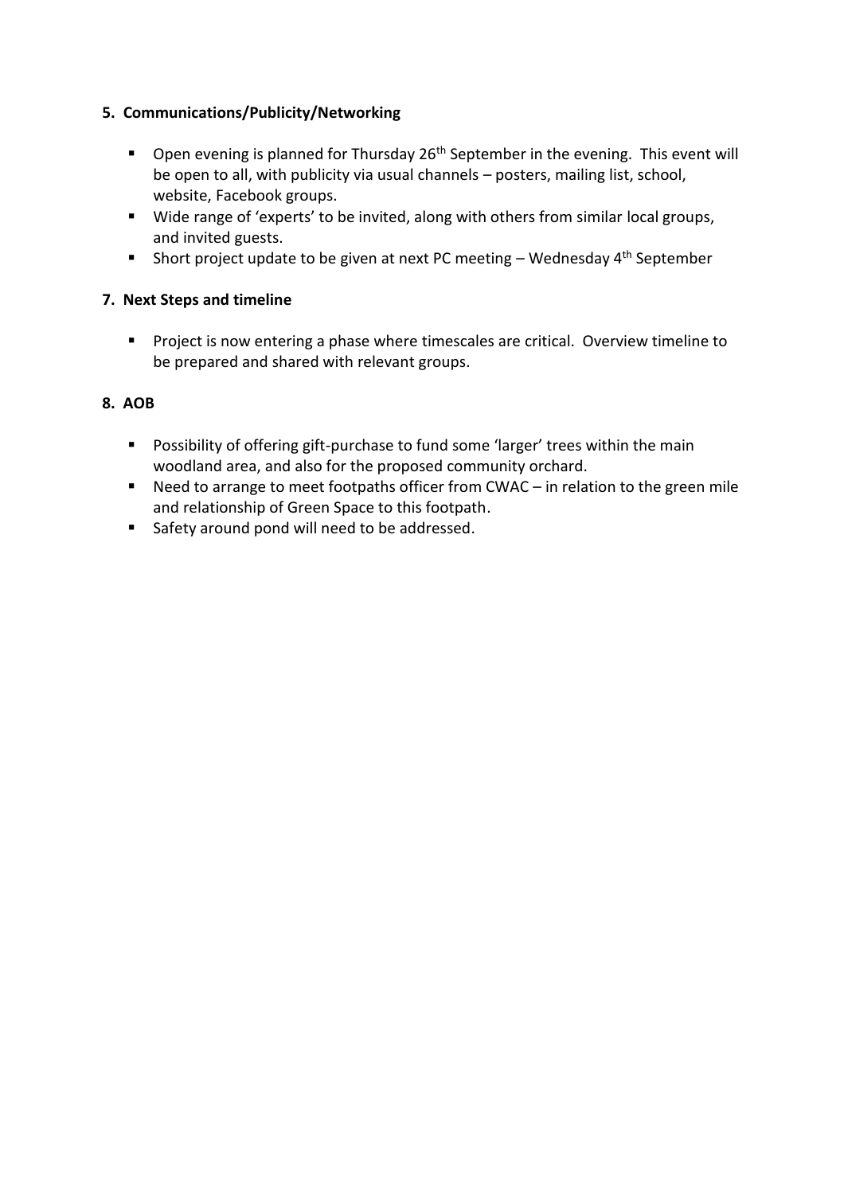## 5. Communications/Publicity/Networking

- Open evening is planned for Thursday 26th September in the evening. This event will be open to all, with publicity via usual channels – posters, mailing list, school, website, Facebook groups.
- Wide range of 'experts' to be invited, along with others from similar local groups, and invited guests.
- Short project update to be given at next PC meeting – Wednesday 4th September

## 7. Next Steps and timeline

- Project is now entering a phase where timescales are critical. Overview timeline to be prepared and shared with relevant groups.

## 8. AOB

- Possibility of offering gift-purchase to fund some 'larger' trees within the main woodland area, and also for the proposed community orchard.
- Need to arrange to meet footpaths officer from CWAC – in relation to the green mile and relationship of Green Space to this footpath.
- Safety around pond will need to be addressed.